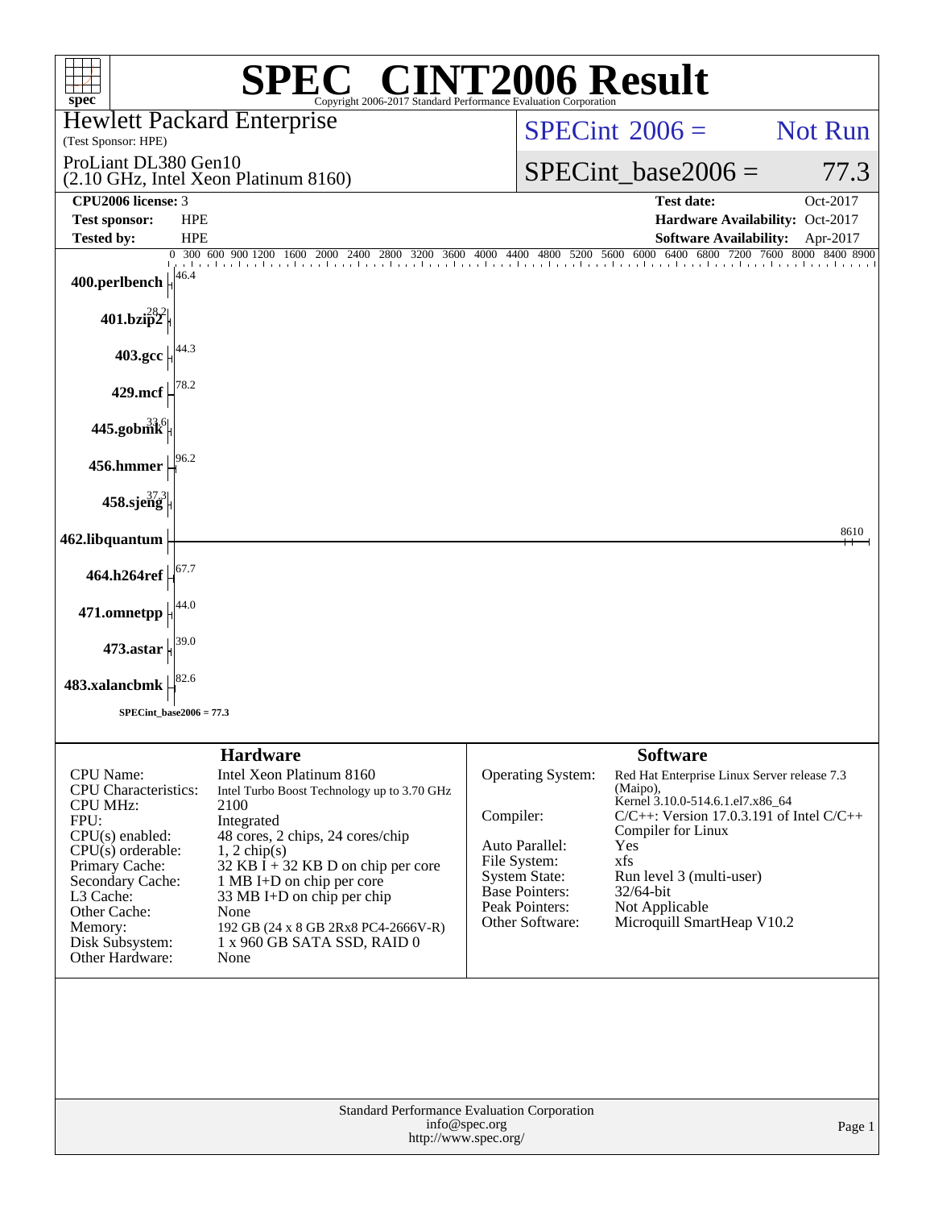# SPEC® CINT2006 Result

Copyright 2006-2017 Standard Performance Evaluation Corporation

Hewlett Packard Enterprise
(Test Sponsor: HPE)

ProLiant DL380 Gen10
(2.10 GHz, Intel Xeon Platinum 8160)

SPECint_2006 = Not Run

SPECint_base2006 = 77.3

| | | | |
|---|---|---|---|
| **CPU2006 license:** 3 | | **Test date:** | Oct-2017 |
| **Test sponsor:** | HPE | **Hardware Availability:** | Oct-2017 |
| **Tested by:** | HPE | **Software Availability:** | Apr-2017 |

0 300 600 900 1200 1600 2000 2400 2800 3200 3600 4000 4400 4800 5200 5600 6000 6400 6800 7200 7600 8000 8400 8900

400.perlbench 46.4

401.bzip2 28.2

403.gcc 44.3

429.mcf 78.2

445.gobmk 33.6

456.hmmer 96.2

458.sjeng 37.3

462.libquantum 8610

464.h264ref 67.7

471.omnetpp 44.0

473.astar 39.0

483.xalancbmk 82.6

SPECint_base2006 = 77.3

## Hardware

| | |
|---|---|
| CPU Name: | Intel Xeon Platinum 8160 |
| CPU Characteristics: | Intel Turbo Boost Technology up to 3.70 GHz |
| CPU MHz: | 2100 |
| FPU: | Integrated |
| CPU(s) enabled: | 48 cores, 2 chips, 24 cores/chip |
| CPU(s) orderable: | 1, 2 chip(s) |
| Primary Cache: | 32 KB I + 32 KB D on chip per core |
| Secondary Cache: | 1 MB I+D on chip per core |
| L3 Cache: | 33 MB I+D on chip per chip |
| Other Cache: | None |
| Memory: | 192 GB (24 x 8 GB 2Rx8 PC4-2666V-R) |
| Disk Subsystem: | 1 x 960 GB SATA SSD, RAID 0 |
| Other Hardware: | None |

## Software

| | |
|---|---|
| Operating System: | Red Hat Enterprise Linux Server release 7.3 (Maipo), Kernel 3.10.0-514.6.1.el7.x86_64 |
| Compiler: | C/C++: Version 17.0.3.191 of Intel C/C++ Compiler for Linux |
| Auto Parallel: | Yes |
| File System: | xfs |
| System State: | Run level 3 (multi-user) |
| Base Pointers: | 32/64-bit |
| Peak Pointers: | Not Applicable |
| Other Software: | Microquill SmartHeap V10.2 |

Standard Performance Evaluation Corporation
info@spec.org
http://www.spec.org/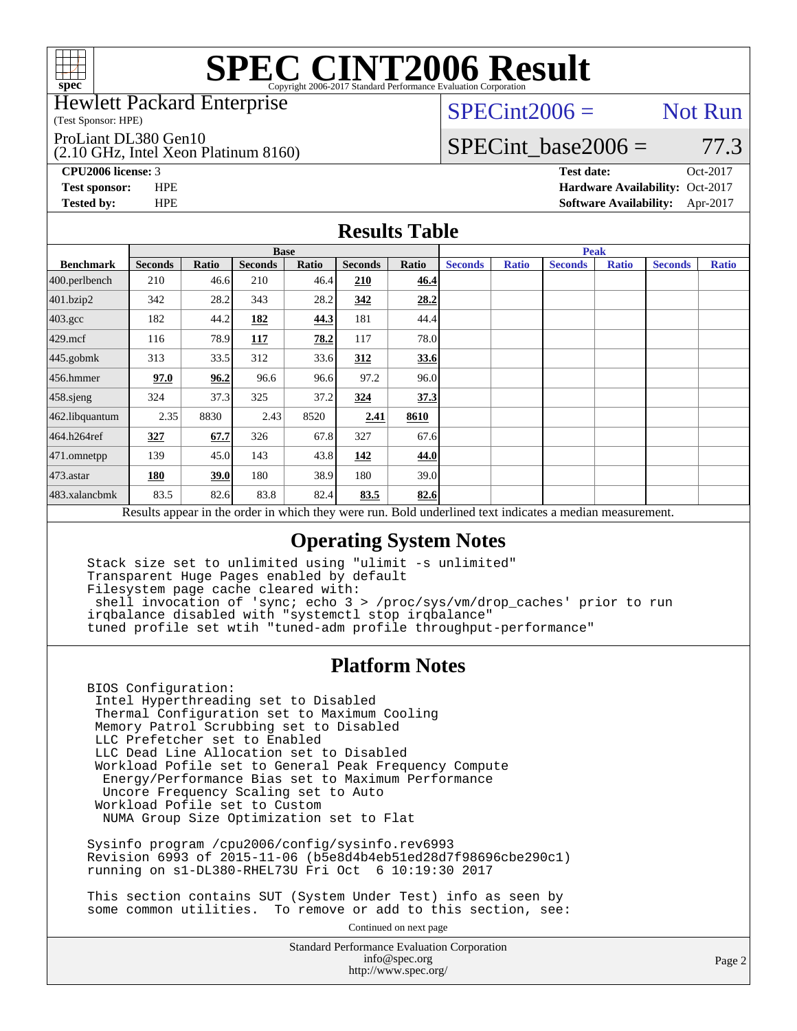# SPEC CINT2006 Result

Copyright 2006-2017 Standard Performance Evaluation Corporation

Hewlett Packard Enterprise
(Test Sponsor: HPE)

ProLiant DL380 Gen10
(2.10 GHz, Intel Xeon Platinum 8160)

SPECint2006 = Not Run

SPECint_base2006 = 77.3

**CPU2006 license:** 3
**Test sponsor:** HPE
**Tested by:** HPE

**Test date:** Oct-2017
**Hardware Availability:** Oct-2017
**Software Availability:** Apr-2017

## Results Table

| | Base | | | | | | Peak | | | | | |
|---|---|---|---|---|---|---|---|---|---|---|---|---|
| **Benchmark** | **Seconds** | **Ratio** | **Seconds** | **Ratio** | **Seconds** | **Ratio** | **Seconds** | **Ratio** | **Seconds** | **Ratio** | **Seconds** | **Ratio** |
| 400.perlbench | 210 | 46.6 | 210 | 46.4 | **210** | **46.4** | | | | | | |
| 401.bzip2 | 342 | 28.2 | 343 | 28.2 | **342** | **28.2** | | | | | | |
| 403.gcc | 182 | 44.2 | **182** | **44.3** | 181 | 44.4 | | | | | | |
| 429.mcf | 116 | 78.9 | **117** | **78.2** | 117 | 78.0 | | | | | | |
| 445.gobmk | 313 | 33.5 | 312 | 33.6 | **312** | **33.6** | | | | | | |
| 456.hmmer | **97.0** | **96.2** | 96.6 | 96.6 | 97.2 | 96.0 | | | | | | |
| 458.sjeng | 324 | 37.3 | 325 | 37.2 | **324** | **37.3** | | | | | | |
| 462.libquantum | 2.35 | 8830 | 2.43 | 8520 | **2.41** | **8610** | | | | | | |
| 464.h264ref | **327** | **67.7** | 326 | 67.8 | 327 | 67.6 | | | | | | |
| 471.omnetpp | 139 | 45.0 | 143 | 43.8 | **142** | **44.0** | | | | | | |
| 473.astar | **180** | **39.0** | 180 | 38.9 | 180 | 39.0 | | | | | | |
| 483.xalancbmk | 83.5 | 82.6 | 83.8 | 82.4 | **83.5** | **82.6** | | | | | | |

Results appear in the order in which they were run. Bold underlined text indicates a median measurement.

## Operating System Notes

```
Stack size set to unlimited using "ulimit -s unlimited"
Transparent Huge Pages enabled by default
Filesystem page cache cleared with:
 shell invocation of 'sync; echo 3 > /proc/sys/vm/drop_caches' prior to run
irqbalance disabled with "systemctl stop irqbalance"
tuned profile set wtih "tuned-adm profile throughput-performance"
```

## Platform Notes

```
BIOS Configuration:
 Intel Hyperthreading set to Disabled
 Thermal Configuration set to Maximum Cooling
 Memory Patrol Scrubbing set to Disabled
 LLC Prefetcher set to Enabled
 LLC Dead Line Allocation set to Disabled
 Workload Pofile set to General Peak Frequency Compute
  Energy/Performance Bias set to Maximum Performance
  Uncore Frequency Scaling set to Auto
 Workload Pofile set to Custom
  NUMA Group Size Optimization set to Flat

Sysinfo program /cpu2006/config/sysinfo.rev6993
Revision 6993 of 2015-11-06 (b5e8d4b4eb51ed28d7f98696cbe290c1)
running on s1-DL380-RHEL73U Fri Oct  6 10:19:30 2017

This section contains SUT (System Under Test) info as seen by
some common utilities.  To remove or add to this section, see:
```

Continued on next page

Standard Performance Evaluation Corporation
info@spec.org
http://www.spec.org/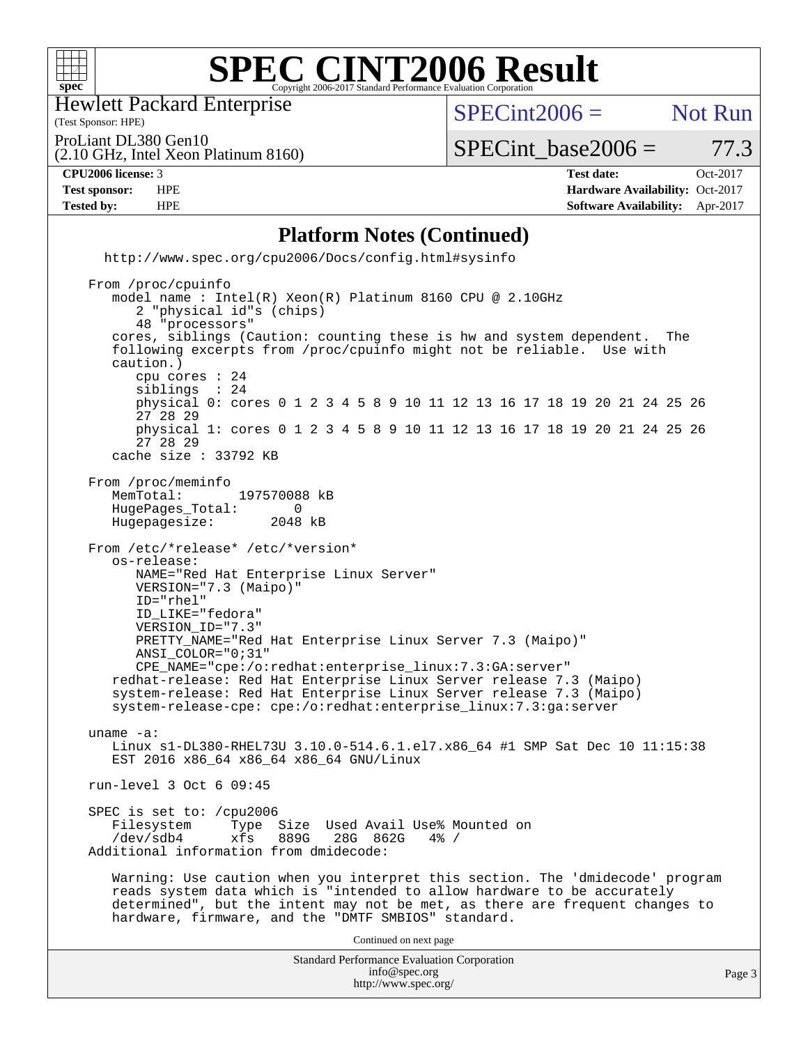# SPEC CINT2006 Result

Copyright 2006-2017 Standard Performance Evaluation Corporation

Hewlett Packard Enterprise
(Test Sponsor: HPE)

ProLiant DL380 Gen10
(2.10 GHz, Intel Xeon Platinum 8160)

SPECint2006 = Not Run

SPECint_base2006 = 77.3

**CPU2006 license:** 3
**Test sponsor:** HPE
**Tested by:** HPE

**Test date:** Oct-2017
**Hardware Availability:** Oct-2017
**Software Availability:** Apr-2017

## Platform Notes (Continued)

```
   http://www.spec.org/cpu2006/Docs/config.html#sysinfo

 From /proc/cpuinfo
    model name : Intel(R) Xeon(R) Platinum 8160 CPU @ 2.10GHz
       2 "physical id"s (chips)
       48 "processors"
    cores, siblings (Caution: counting these is hw and system dependent.  The
    following excerpts from /proc/cpuinfo might not be reliable.  Use with
    caution.)
       cpu cores : 24
       siblings  : 24
       physical 0: cores 0 1 2 3 4 5 8 9 10 11 12 13 16 17 18 19 20 21 24 25 26
       27 28 29
       physical 1: cores 0 1 2 3 4 5 8 9 10 11 12 13 16 17 18 19 20 21 24 25 26
       27 28 29
    cache size : 33792 KB

 From /proc/meminfo
    MemTotal:       197570088 kB
    HugePages_Total:       0
    Hugepagesize:       2048 kB

 From /etc/*release* /etc/*version*
    os-release:
       NAME="Red Hat Enterprise Linux Server"
       VERSION="7.3 (Maipo)"
       ID="rhel"
       ID_LIKE="fedora"
       VERSION_ID="7.3"
       PRETTY_NAME="Red Hat Enterprise Linux Server 7.3 (Maipo)"
       ANSI_COLOR="0;31"
       CPE_NAME="cpe:/o:redhat:enterprise_linux:7.3:GA:server"
    redhat-release: Red Hat Enterprise Linux Server release 7.3 (Maipo)
    system-release: Red Hat Enterprise Linux Server release 7.3 (Maipo)
    system-release-cpe: cpe:/o:redhat:enterprise_linux:7.3:ga:server

 uname -a:
    Linux s1-DL380-RHEL73U 3.10.0-514.6.1.el7.x86_64 #1 SMP Sat Dec 10 11:15:38
    EST 2016 x86_64 x86_64 x86_64 GNU/Linux

 run-level 3 Oct 6 09:45

 SPEC is set to: /cpu2006
    Filesystem     Type  Size  Used Avail Use% Mounted on
    /dev/sdb4      xfs   889G   28G  862G   4% /
 Additional information from dmidecode:

    Warning: Use caution when you interpret this section. The 'dmidecode' program
    reads system data which is "intended to allow hardware to be accurately
    determined", but the intent may not be met, as there are frequent changes to
    hardware, firmware, and the "DMTF SMBIOS" standard.
```

Continued on next page

Standard Performance Evaluation Corporation
info@spec.org
http://www.spec.org/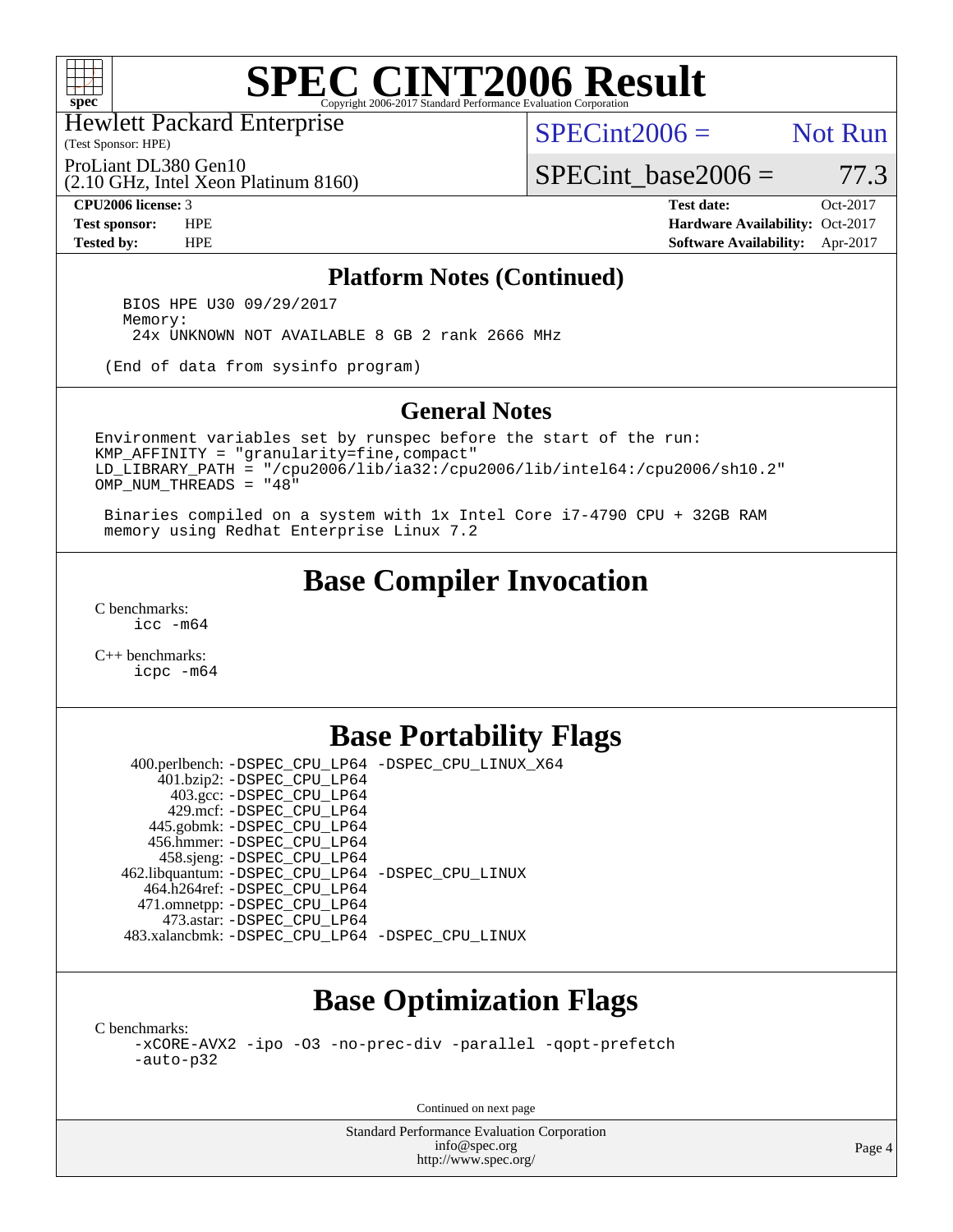# SPEC CINT2006 Result

Hewlett Packard Enterprise
(Test Sponsor: HPE)

ProLiant DL380 Gen10
(2.10 GHz, Intel Xeon Platinum 8160)

SPECint2006 = Not Run

SPECint_base2006 = 77.3

| | | | |
|---|---|---|---|
| **CPU2006 license:** 3 | | **Test date:** | Oct-2017 |
| **Test sponsor:** | HPE | **Hardware Availability:** | Oct-2017 |
| **Tested by:** | HPE | **Software Availability:** | Apr-2017 |

## Platform Notes (Continued)

```
   BIOS HPE U30 09/29/2017
   Memory:
    24x UNKNOWN NOT AVAILABLE 8 GB 2 rank 2666 MHz

 (End of data from sysinfo program)
```

## General Notes

```
Environment variables set by runspec before the start of the run:
KMP_AFFINITY = "granularity=fine,compact"
LD_LIBRARY_PATH = "/cpu2006/lib/ia32:/cpu2006/lib/intel64:/cpu2006/sh10.2"
OMP_NUM_THREADS = "48"

 Binaries compiled on a system with 1x Intel Core i7-4790 CPU + 32GB RAM
 memory using Redhat Enterprise Linux 7.2
```

## Base Compiler Invocation

C benchmarks:
  icc -m64

C++ benchmarks:
  icpc -m64

## Base Portability Flags

| | |
|---|---|
| 400.perlbench: | -DSPEC_CPU_LP64 -DSPEC_CPU_LINUX_X64 |
| 401.bzip2: | -DSPEC_CPU_LP64 |
| 403.gcc: | -DSPEC_CPU_LP64 |
| 429.mcf: | -DSPEC_CPU_LP64 |
| 445.gobmk: | -DSPEC_CPU_LP64 |
| 456.hmmer: | -DSPEC_CPU_LP64 |
| 458.sjeng: | -DSPEC_CPU_LP64 |
| 462.libquantum: | -DSPEC_CPU_LP64 -DSPEC_CPU_LINUX |
| 464.h264ref: | -DSPEC_CPU_LP64 |
| 471.omnetpp: | -DSPEC_CPU_LP64 |
| 473.astar: | -DSPEC_CPU_LP64 |
| 483.xalancbmk: | -DSPEC_CPU_LP64 -DSPEC_CPU_LINUX |

## Base Optimization Flags

C benchmarks:
  -xCORE-AVX2 -ipo -O3 -no-prec-div -parallel -qopt-prefetch
  -auto-p32

Continued on next page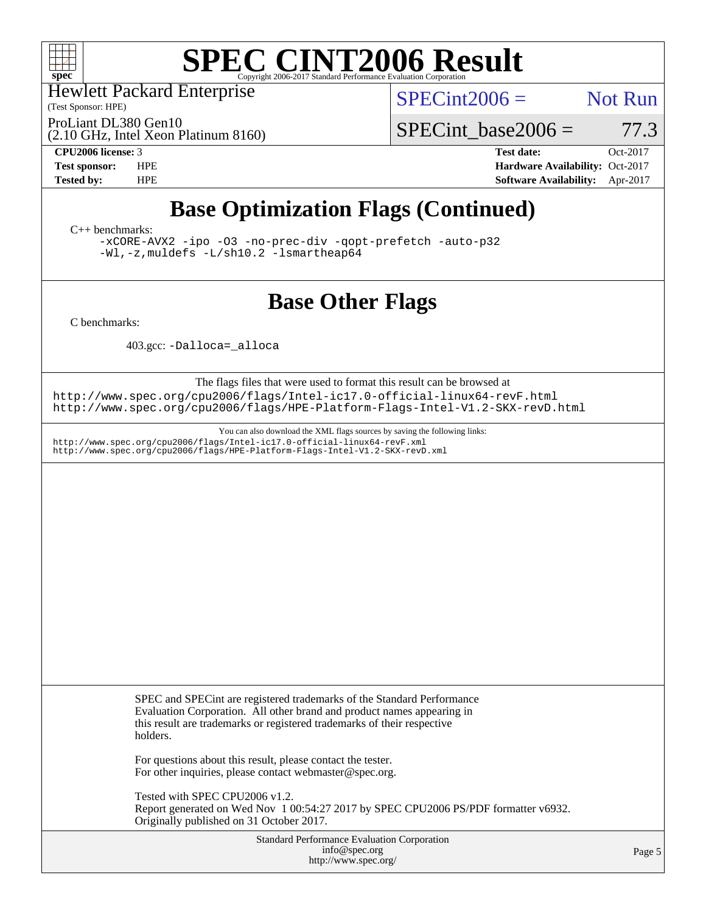# Base Optimization Flags (Continued)

C++ benchmarks:

```
-xCORE-AVX2 -ipo -O3 -no-prec-div -qopt-prefetch -auto-p32
-Wl,-z,muldefs -L/sh10.2 -lsmartheap64
```

# Base Other Flags

C benchmarks:

403.gcc: `-Dalloca=_alloca`

The flags files that were used to format this result can be browsed at

http://www.spec.org/cpu2006/flags/Intel-ic17.0-official-linux64-revF.html
http://www.spec.org/cpu2006/flags/HPE-Platform-Flags-Intel-V1.2-SKX-revD.html

You can also download the XML flags sources by saving the following links:

http://www.spec.org/cpu2006/flags/Intel-ic17.0-official-linux64-revF.xml
http://www.spec.org/cpu2006/flags/HPE-Platform-Flags-Intel-V1.2-SKX-revD.xml

SPEC and SPECint are registered trademarks of the Standard Performance Evaluation Corporation. All other brand and product names appearing in this result are trademarks or registered trademarks of their respective holders.

For questions about this result, please contact the tester.
For other inquiries, please contact webmaster@spec.org.

Tested with SPEC CPU2006 v1.2.
Report generated on Wed Nov 1 00:54:27 2017 by SPEC CPU2006 PS/PDF formatter v6932.
Originally published on 31 October 2017.